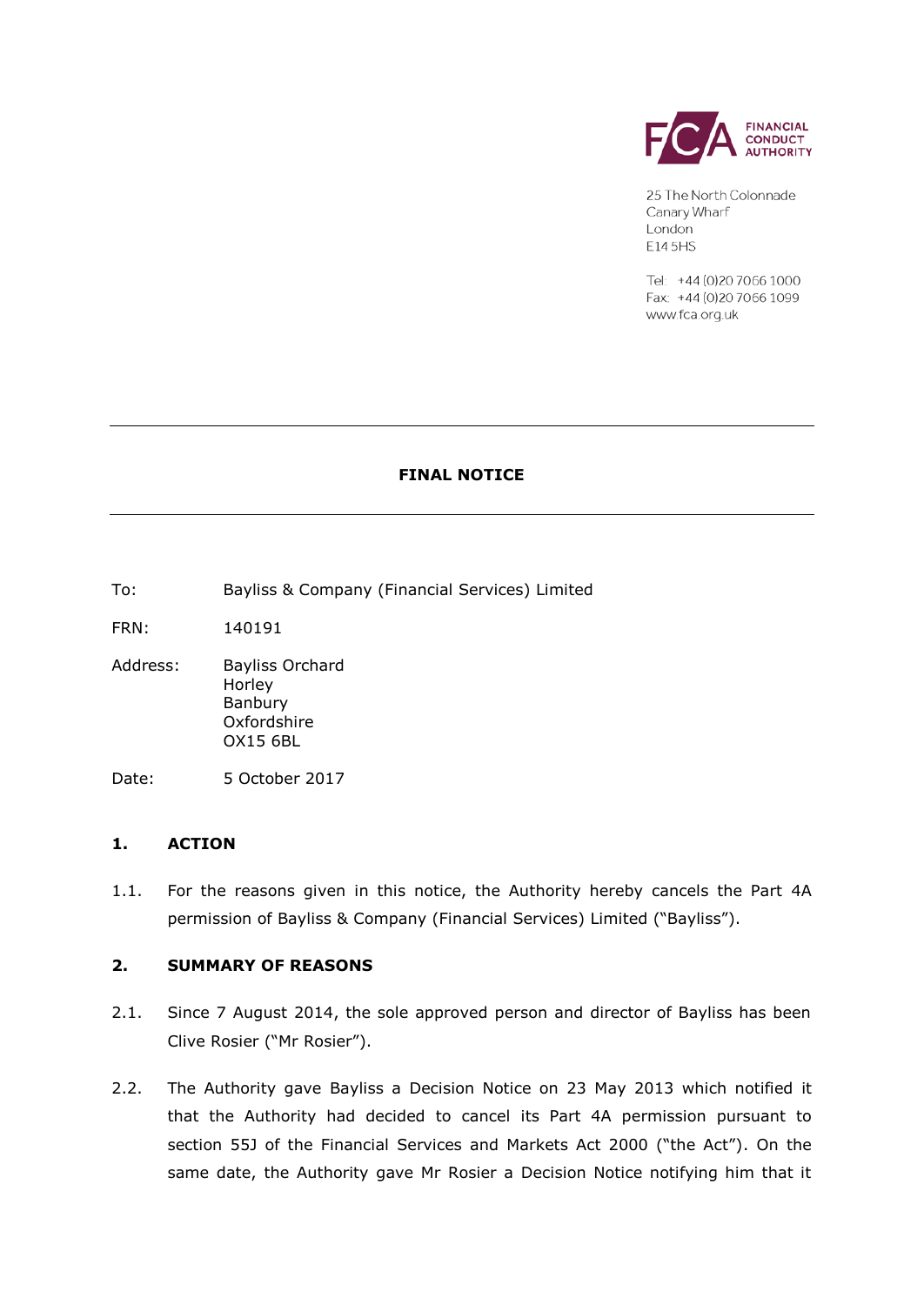FINANCIAL CONDUCT AUTHORITY

25 The North Colonnade
Canary Wharf
London
E14 5HS

Tel: +44 (0)20 7066 1000
Fax: +44 (0)20 7066 1099
www.fca.org.uk

---

**FINAL NOTICE**

---

To: Bayliss & Company (Financial Services) Limited

FRN: 140191

Address: Bayliss Orchard
Horley
Banbury
Oxfordshire
OX15 6BL

Date: 5 October 2017

## 1. ACTION

1.1. For the reasons given in this notice, the Authority hereby cancels the Part 4A permission of Bayliss & Company (Financial Services) Limited ("Bayliss").

## 2. SUMMARY OF REASONS

2.1. Since 7 August 2014, the sole approved person and director of Bayliss has been Clive Rosier ("Mr Rosier").

2.2. The Authority gave Bayliss a Decision Notice on 23 May 2013 which notified it that the Authority had decided to cancel its Part 4A permission pursuant to section 55J of the Financial Services and Markets Act 2000 ("the Act"). On the same date, the Authority gave Mr Rosier a Decision Notice notifying him that it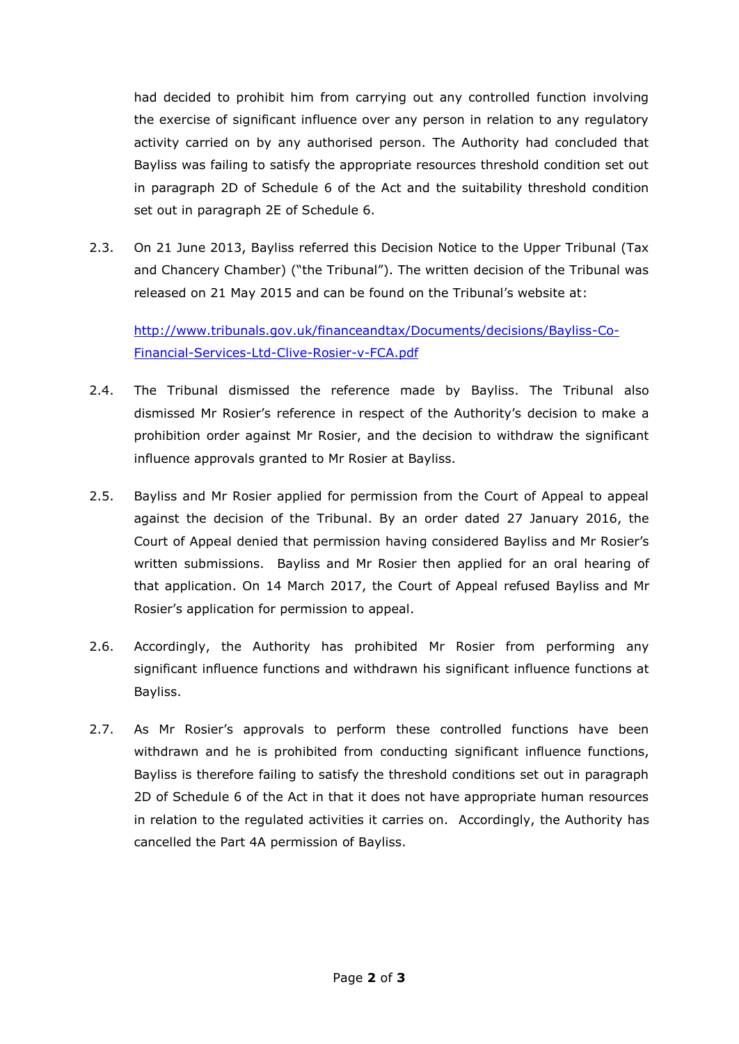had decided to prohibit him from carrying out any controlled function involving the exercise of significant influence over any person in relation to any regulatory activity carried on by any authorised person. The Authority had concluded that Bayliss was failing to satisfy the appropriate resources threshold condition set out in paragraph 2D of Schedule 6 of the Act and the suitability threshold condition set out in paragraph 2E of Schedule 6.

2.3. On 21 June 2013, Bayliss referred this Decision Notice to the Upper Tribunal (Tax and Chancery Chamber) ("the Tribunal"). The written decision of the Tribunal was released on 21 May 2015 and can be found on the Tribunal's website at:

[http://www.tribunals.gov.uk/financeandtax/Documents/decisions/Bayliss-Co-Financial-Services-Ltd-Clive-Rosier-v-FCA.pdf](http://www.tribunals.gov.uk/financeandtax/Documents/decisions/Bayliss-Co-Financial-Services-Ltd-Clive-Rosier-v-FCA.pdf)

2.4. The Tribunal dismissed the reference made by Bayliss. The Tribunal also dismissed Mr Rosier's reference in respect of the Authority's decision to make a prohibition order against Mr Rosier, and the decision to withdraw the significant influence approvals granted to Mr Rosier at Bayliss.

2.5. Bayliss and Mr Rosier applied for permission from the Court of Appeal to appeal against the decision of the Tribunal. By an order dated 27 January 2016, the Court of Appeal denied that permission having considered Bayliss and Mr Rosier's written submissions. Bayliss and Mr Rosier then applied for an oral hearing of that application. On 14 March 2017, the Court of Appeal refused Bayliss and Mr Rosier's application for permission to appeal.

2.6. Accordingly, the Authority has prohibited Mr Rosier from performing any significant influence functions and withdrawn his significant influence functions at Bayliss.

2.7. As Mr Rosier's approvals to perform these controlled functions have been withdrawn and he is prohibited from conducting significant influence functions, Bayliss is therefore failing to satisfy the threshold conditions set out in paragraph 2D of Schedule 6 of the Act in that it does not have appropriate human resources in relation to the regulated activities it carries on. Accordingly, the Authority has cancelled the Part 4A permission of Bayliss.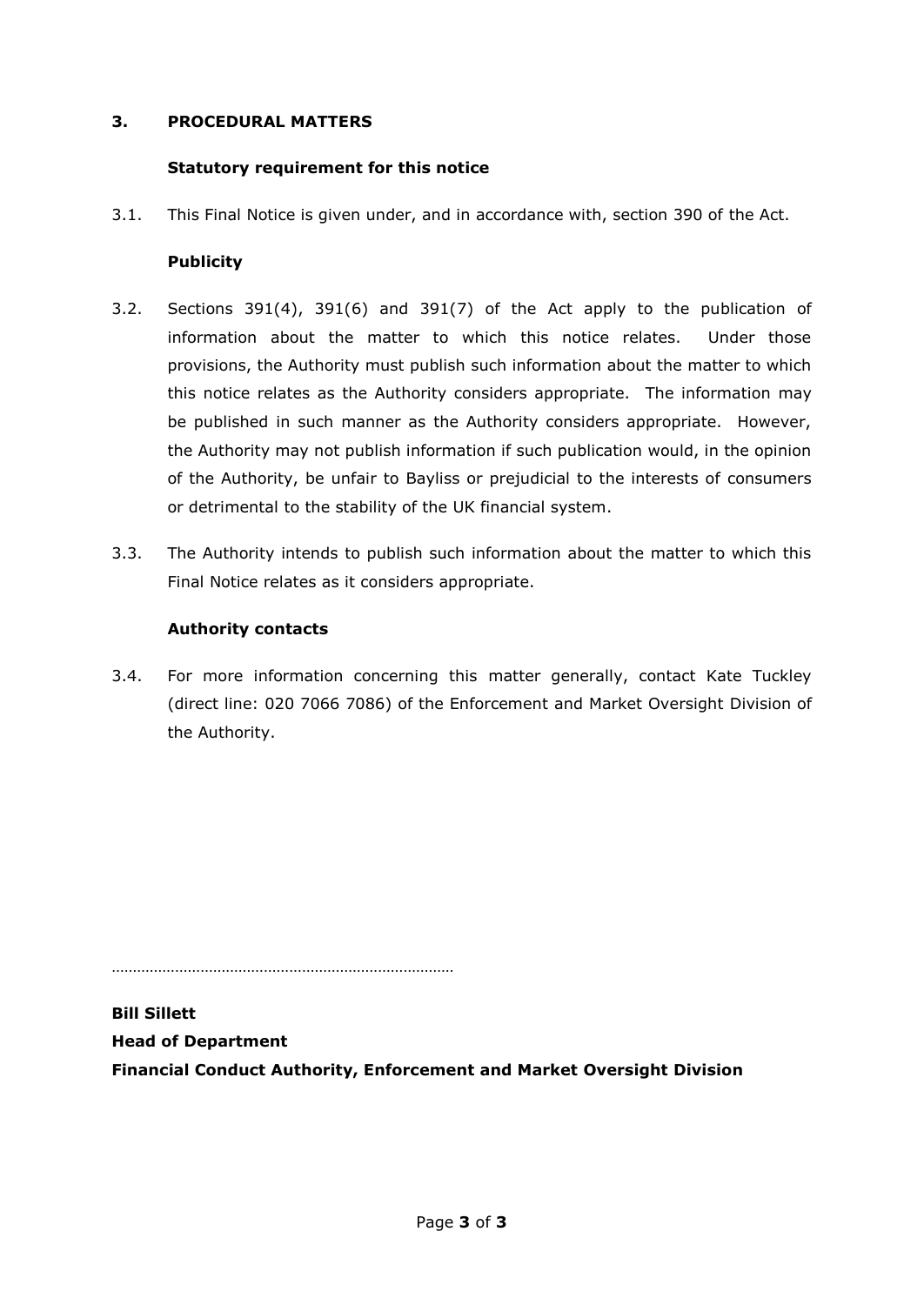## 3. PROCEDURAL MATTERS

### Statutory requirement for this notice

3.1. This Final Notice is given under, and in accordance with, section 390 of the Act.

### Publicity

3.2. Sections 391(4), 391(6) and 391(7) of the Act apply to the publication of information about the matter to which this notice relates. Under those provisions, the Authority must publish such information about the matter to which this notice relates as the Authority considers appropriate. The information may be published in such manner as the Authority considers appropriate. However, the Authority may not publish information if such publication would, in the opinion of the Authority, be unfair to Bayliss or prejudicial to the interests of consumers or detrimental to the stability of the UK financial system.

3.3. The Authority intends to publish such information about the matter to which this Final Notice relates as it considers appropriate.

### Authority contacts

3.4. For more information concerning this matter generally, contact Kate Tuckley (direct line: 020 7066 7086) of the Enforcement and Market Oversight Division of the Authority.

………………………………………………………………………

**Bill Sillett**
**Head of Department**
**Financial Conduct Authority, Enforcement and Market Oversight Division**